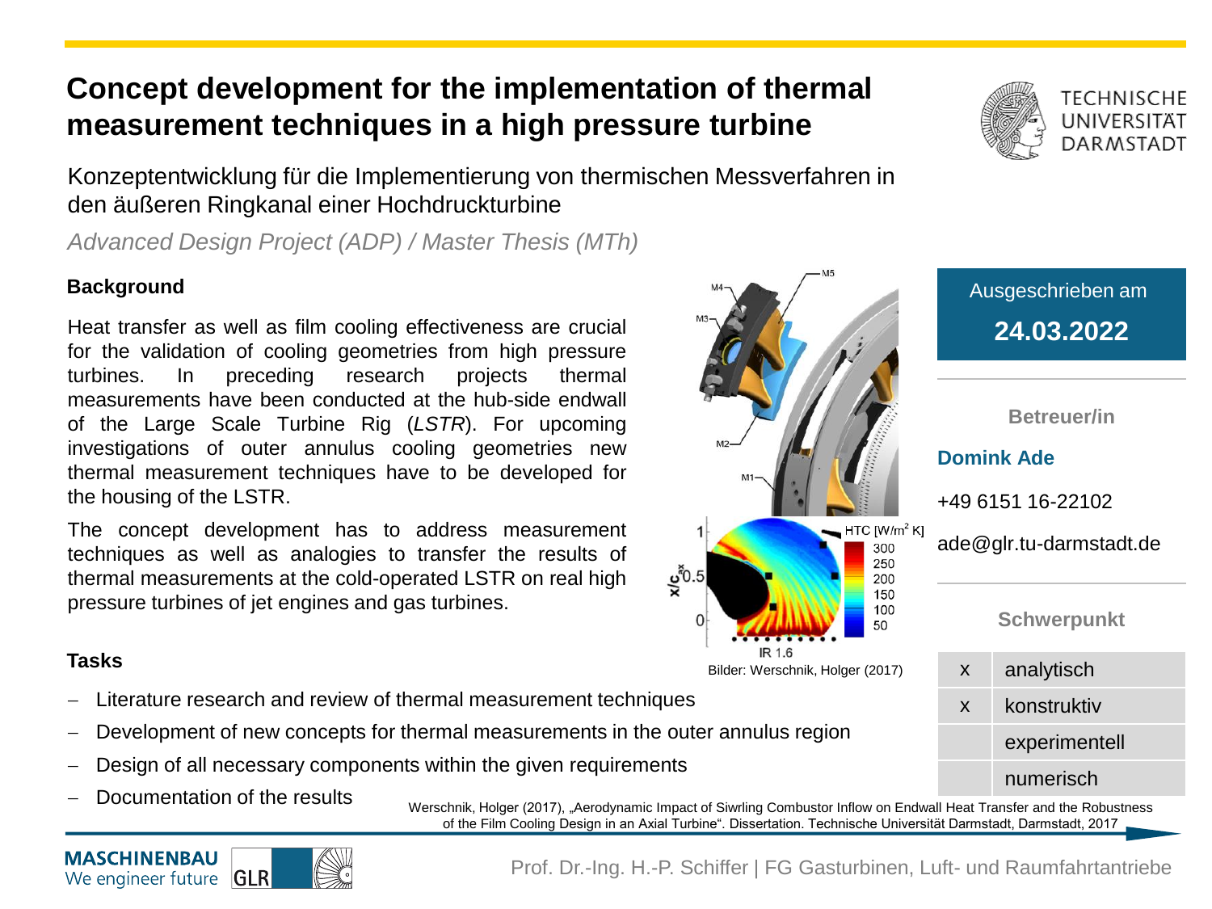# Concept development for the implementation of thermal measurement techniques in a high pressure turbine

TECHNISCHE UNIVERSITÄT DARMSTADT

Konzeptentwicklung für die Implementierung von thermischen Messverfahren in den äußeren Ringkanal einer Hochdruckturbine

*Advanced Design Project (ADP) / Master Thesis (MTh)*

## Background

Heat transfer as well as film cooling effectiveness are crucial for the validation of cooling geometries from high pressure turbines. In preceding research projects thermal measurements have been conducted at the hub-side endwall of the Large Scale Turbine Rig (*LSTR*). For upcoming investigations of outer annulus cooling geometries new thermal measurement techniques have to be developed for the housing of the LSTR.

The concept development has to address measurement techniques as well as analogies to transfer the results of thermal measurements at the cold-operated LSTR on real high pressure turbines of jet engines and gas turbines.

Bilder: Werschnik, Holger (2017)

## Tasks

- Literature research and review of thermal measurement techniques
- Development of new concepts for thermal measurements in the outer annulus region
- Design of all necessary components within the given requirements
- Documentation of the results

Ausgeschrieben am

**24.03.2022**

**Betreuer/in**

**Domink Ade**

+49 6151 16-22102

ade@glr.tu-darmstadt.de

**Schwerpunkt**

| | |
|---|---|
| x | analytisch |
| x | konstruktiv |
| | experimentell |
| | numerisch |

Werschnik, Holger (2017), „Aerodynamic Impact of Siwrling Combustor Inflow on Endwall Heat Transfer and the Robustness of the Film Cooling Design in an Axial Turbine". Dissertation. Technische Universität Darmstadt, Darmstadt, 2017

MASCHINENBAU We engineer future | GLR

Prof. Dr.-Ing. H.-P. Schiffer | FG Gasturbinen, Luft- und Raumfahrtantriebe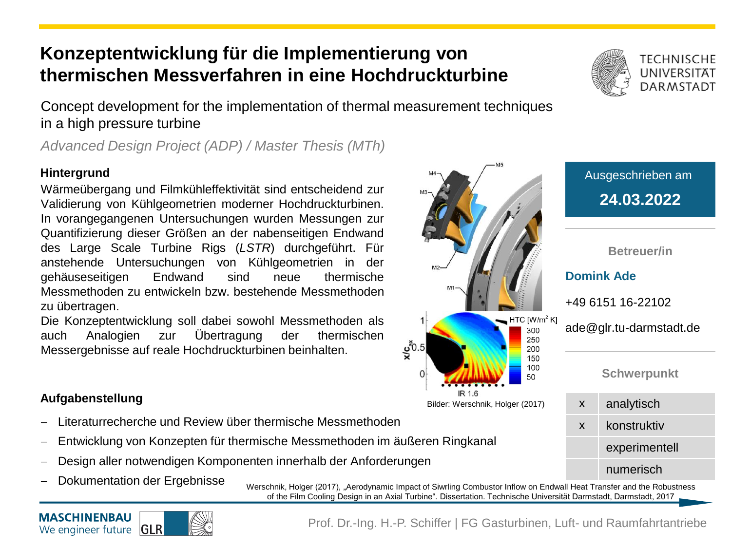# Konzeptentwicklung für die Implementierung von thermischen Messverfahren in eine Hochdruckturbine

Concept development for the implementation of thermal measurement techniques in a high pressure turbine

*Advanced Design Project (ADP) / Master Thesis (MTh)*

## Hintergrund

Wärmeübergang und Filmkühleffektivität sind entscheidend zur Validierung von Kühlgeometrien moderner Hochdruckturbinen. In vorangegangenen Untersuchungen wurden Messungen zur Quantifizierung dieser Größen an der nabenseitigen Endwand des Large Scale Turbine Rigs (*LSTR*) durchgeführt. Für anstehende Untersuchungen von Kühlgeometrien in der gehäuseseitigen Endwand sind neue thermische Messmethoden zu entwickeln bzw. bestehende Messmethoden zu übertragen.

Die Konzeptentwicklung soll dabei sowohl Messmethoden als auch Analogien zur Übertragung der thermischen Messergebnisse auf reale Hochdruckturbinen beinhalten.

M5
M4
M3
M2
M1

HTC [W/m² K]
300
250
200
150
100
50

1
$x/c_{ax}$ 0.5
0

IR 1.6

Bilder: Werschnik, Holger (2017)

## Aufgabenstellung

- Literaturrecherche und Review über thermische Messmethoden
- Entwicklung von Konzepten für thermische Messmethoden im äußeren Ringkanal
- Design aller notwendigen Komponenten innerhalb der Anforderungen
- Dokumentation der Ergebnisse

Ausgeschrieben am

**24.03.2022**

**Betreuer/in**

**Domink Ade**

+49 6151 16-22102

ade@glr.tu-darmstadt.de

**Schwerpunkt**

| | |
|---|---|
| x | analytisch |
| x | konstruktiv |
| | experimentell |
| | numerisch |

Werschnik, Holger (2017), „Aerodynamic Impact of Siwrling Combustor Inflow on Endwall Heat Transfer and the Robustness of the Film Cooling Design in an Axial Turbine“. Dissertation. Technische Universität Darmstadt, Darmstadt, 2017

MASCHINENBAU We engineer future | GLR

Prof. Dr.-Ing. H.-P. Schiffer | FG Gasturbinen, Luft- und Raumfahrtantriebe